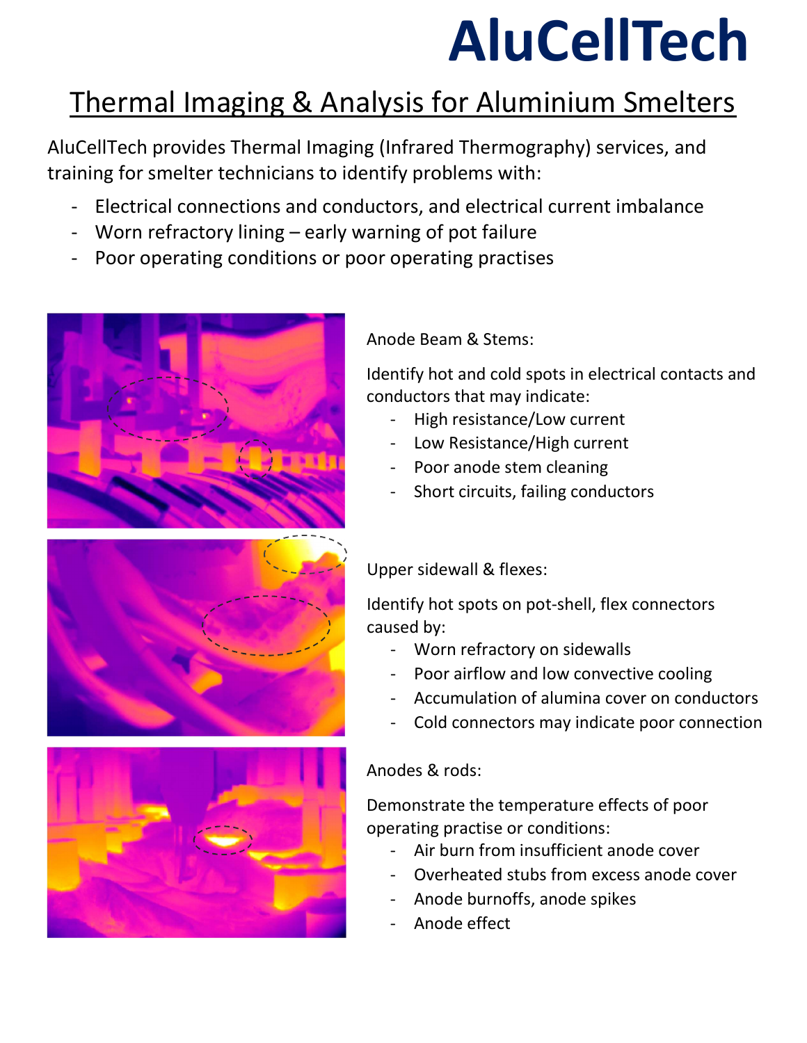# AluCellTech

## Thermal Imaging & Analysis for Aluminium Smelters

AluCellTech provides Thermal Imaging (Infrared Thermography) services, and training for smelter technicians to identify problems with:

- Electrical connections and conductors, and electrical current imbalance
- Worn refractory lining – early warning of pot failure
- Poor operating conditions or poor operating practises

Anode Beam & Stems:

Identify hot and cold spots in electrical contacts and conductors that may indicate:

- High resistance/Low current
- Low Resistance/High current
- Poor anode stem cleaning
- Short circuits, failing conductors

Upper sidewall & flexes:

Identify hot spots on pot-shell, flex connectors caused by:

- Worn refractory on sidewalls
- Poor airflow and low convective cooling
- Accumulation of alumina cover on conductors
- Cold connectors may indicate poor connection

Anodes & rods:

Demonstrate the temperature effects of poor operating practise or conditions:

- Air burn from insufficient anode cover
- Overheated stubs from excess anode cover
- Anode burnoffs, anode spikes
- Anode effect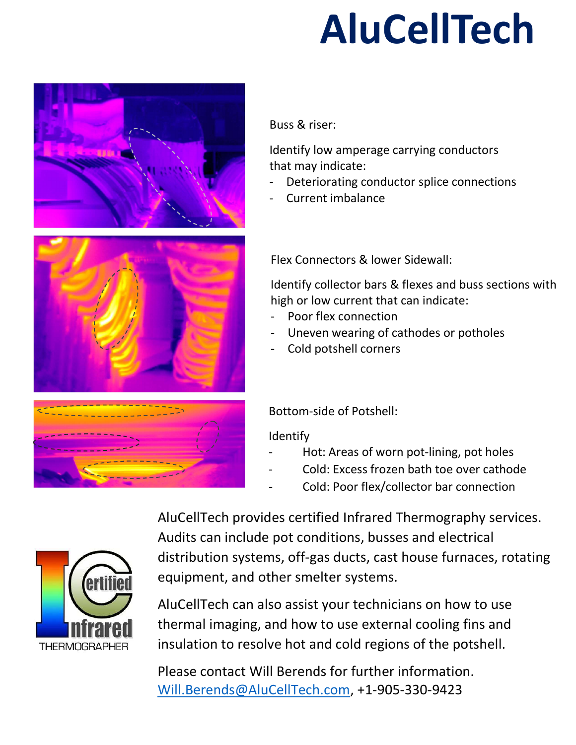# AluCellTech

Buss & riser:

Identify low amperage carrying conductors that may indicate:

- Deteriorating conductor splice connections
- Current imbalance

Flex Connectors & lower Sidewall:

Identify collector bars & flexes and buss sections with high or low current that can indicate:

- Poor flex connection
- Uneven wearing of cathodes or potholes
- Cold potshell corners

Bottom-side of Potshell:

Identify

- Hot: Areas of worn pot-lining, pot holes
- Cold: Excess frozen bath toe over cathode
- Cold: Poor flex/collector bar connection

Certified Infrared THERMOGRAPHER

AluCellTech provides certified Infrared Thermography services. Audits can include pot conditions, busses and electrical distribution systems, off-gas ducts, cast house furnaces, rotating equipment, and other smelter systems.

AluCellTech can also assist your technicians on how to use thermal imaging, and how to use external cooling fins and insulation to resolve hot and cold regions of the potshell.

Please contact Will Berends for further information.
Will.Berends@AluCellTech.com, +1-905-330-9423